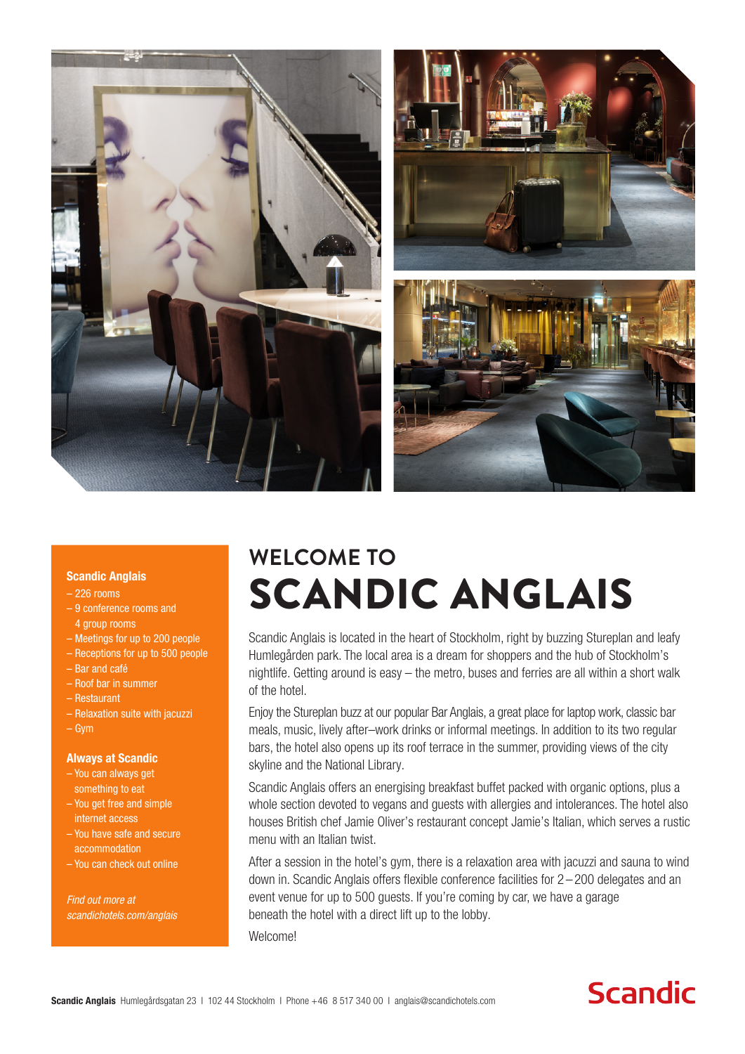# WELCOME TO
# SCANDIC ANGLAIS

Scandic Anglais is located in the heart of Stockholm, right by buzzing Stureplan and leafy Humlegården park. The local area is a dream for shoppers and the hub of Stockholm's nightlife. Getting around is easy – the metro, buses and ferries are all within a short walk of the hotel.

Enjoy the Stureplan buzz at our popular Bar Anglais, a great place for laptop work, classic bar meals, music, lively after–work drinks or informal meetings. In addition to its two regular bars, the hotel also opens up its roof terrace in the summer, providing views of the city skyline and the National Library.

Scandic Anglais offers an energising breakfast buffet packed with organic options, plus a whole section devoted to vegans and guests with allergies and intolerances. The hotel also houses British chef Jamie Oliver's restaurant concept Jamie's Italian, which serves a rustic menu with an Italian twist.

After a session in the hotel's gym, there is a relaxation area with jacuzzi and sauna to wind down in. Scandic Anglais offers flexible conference facilities for 2 – 200 delegates and an event venue for up to 500 guests. If you're coming by car, we have a garage beneath the hotel with a direct lift up to the lobby.

Welcome!

**Scandic Anglais**

- 226 rooms
- 9 conference rooms and 4 group rooms
- Meetings for up to 200 people
- Receptions for up to 500 people
- Bar and café
- Roof bar in summer
- Restaurant
- Relaxation suite with jacuzzi
- Gym

**Always at Scandic**

- You can always get something to eat
- You get free and simple internet access
- You have safe and secure accommodation
- You can check out online

*Find out more at scandichotels.com/anglais*

**Scandic Anglais** Humlegårdsgatan 23 | 102 44 Stockholm | Phone +46 8 517 340 00 | anglais@scandichotels.com

Scandic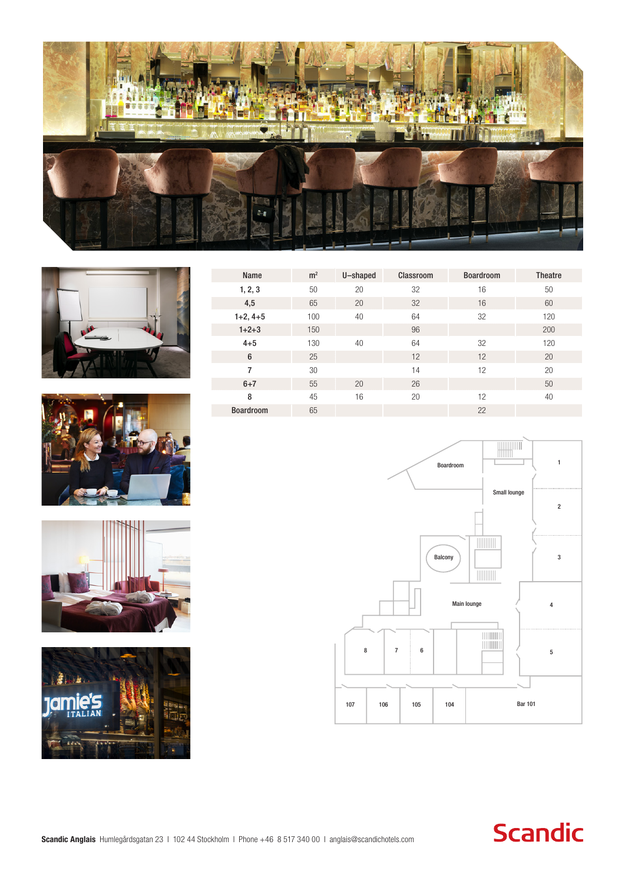| Name | m² | U–shaped | Classroom | Boardroom | Theatre |
|---|---|---|---|---|---|
| 1, 2, 3 | 50 | 20 | 32 | 16 | 50 |
| 4,5 | 65 | 20 | 32 | 16 | 60 |
| 1+2, 4+5 | 100 | 40 | 64 | 32 | 120 |
| 1+2+3 | 150 | | 96 | | 200 |
| 4+5 | 130 | 40 | 64 | 32 | 120 |
| 6 | 25 | | 12 | 12 | 20 |
| 7 | 30 | | 14 | 12 | 20 |
| 6+7 | 55 | 20 | 26 | | 50 |
| 8 | 45 | 16 | 20 | 12 | 40 |
| Boardroom | 65 | | | 22 | |

Boardroom
Small lounge
1
2
Balcony
3
Main lounge
4
5
8
7
6
107
106
105
104
Bar 101

**Scandic Anglais** Humlegårdsgatan 23 | 102 44 Stockholm | Phone +46 8 517 340 00 | anglais@scandichotels.com

Scandic